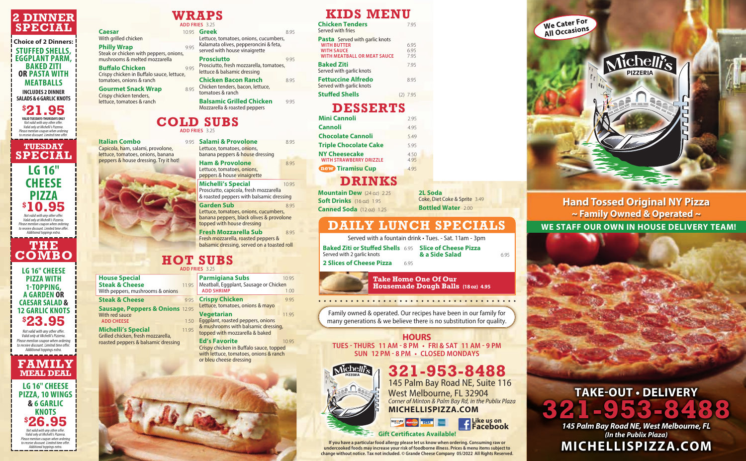# 2 DINNER SPECIAL

**Choice of 2 Dinners:**
**STUFFED SHELLS, EGGPLANT PARM, BAKED ZITI OR PASTA WITH MEATBALLS**

INCLUDES 2 DINNER SALADS & 6 GARLIC KNOTS

**$21.95**

VALID TUESDAYS-THURSDAYS ONLY
*Not valid with any other offer. Valid only at Michelli's Pizzeria. Please mention coupon when ordering to receive discount. Limited time offer.*

# TUESDAY SPECIAL

**LG 16" CHEESE PIZZA**

**$10.95**

*Not valid with any other offer. Valid only at Michelli's Pizzeria. Please mention coupon when ordering to receive discount. Limited time offer. Additional toppings extra.*

# THE COMBO

**LG 16" CHEESE PIZZA WITH 1-TOPPING, A GARDEN OR CAESAR SALAD & 12 GARLIC KNOTS**

**$23.95**

*Not valid with any other offer. Valid only at Michelli's Pizzeria. Please mention coupon when ordering to receive discount. Limited time offer. Additional toppings extra.*

# FAMILY MEAL DEAL

**LG 16" CHEESE PIZZA, 10 WINGS & 6 GARLIC KNOTS**

**$26.95**

*Not valid with any other offer. Valid only at Michelli's Pizzeria. Please mention coupon when ordering to receive discount. Limited time offer. Additional toppings extra.*

# WRAPS

ADD FRIES 3.25

**Caesar** 10.95
With grilled chicken

**Philly Wrap** 9.95
Steak or chicken with peppers, onions, mushrooms & melted mozzarella

**Buffalo Chicken** 9.95
Crispy chicken in Buffalo sauce, lettuce, tomatoes, onions & ranch

**Gourmet Snack Wrap** 8.95
Crispy chicken tenders, lettuce, tomatoes & ranch

**Greek** 8.95
Lettuce, tomatoes, onions, cucumbers, Kalamata olives, pepperoncini & feta, served with house vinaigrette

**Prosciutto** 9.95
Prosciutto, fresh mozzarella, tomatoes, lettuce & balsamic dressing

**Chicken Bacon Ranch** 8.95
Chicken tenders, bacon, lettuce, tomatoes & ranch

**Balsamic Grilled Chicken** 9.95
Mozzarella & roasted peppers

# COLD SUBS

ADD FRIES 3.25

**Italian Combo** 9.95
Capicola, ham, salami, provolone, lettuce, tomatoes, onions, banana peppers & house dressing. Try it hot!

**Salami & Provolone** 8.95
Lettuce, tomatoes, onions, banana peppers & house dressing

**Ham & Provolone** 8.95
Lettuce, tomatoes, onions, peppers & house vinaigrette

**Michelli's Special** 10.95
Prosciutto, capicola, fresh mozzarella & roasted peppers with balsamic dressing

**Garden Sub** 8.95
Lettuce, tomatoes, onions, cucumbers, banana peppers, black olives & provolone topped with house dressing

**Fresh Mozzarella Sub** 8.95
Fresh mozzarella, roasted peppers & balsamic dressing, served on a toasted roll

# HOT SUBS

ADD FRIES 3.25

**House Special**
**Steak & Cheese** 11.95
With peppers, mushrooms & onions

**Steak & Cheese** 9.95

**Sausage, Peppers & Onions** 12.95
With red sauce
ADD CHEESE 1.50

**Michelli's Special** 11.95
Grilled chicken, fresh mozzarella, roasted peppers & balsamic dressing

**Parmigiana Subs** 10.95
Meatball, Eggplant, Sausage or Chicken
ADD SHRIMP 1.00

**Crispy Chicken** 9.95
Lettuce, tomatoes, onions & mayo

**Vegetarian** 11.95
Eggplant, roasted peppers, onions & mushrooms with balsamic dressing, topped with mozzarella & baked

**Ed's Favorite** 10.95
Crispy chicken in Buffalo sauce, topped with lettuce, tomatoes, onions & ranch or bleu cheese dressing

# KIDS MENU

**Chicken Tenders** 7.95
Served with fries

**Pasta** Served with garlic knots
WITH BUTTER 6.95
WITH SAUCE 6.95
WITH MEATBALL OR MEAT SAUCE 7.95

**Baked Ziti** 7.95
Served with garlic knots

**Fettuccine Alfredo** 8.95
Served with garlic knots

**Stuffed Shells** (2) 7.95

# DESSERTS

**Mini Cannoli** 2.95
**Cannoli** 4.95
**Chocolate Cannoli** 5.49
**Triple Chocolate Cake** 5.95
**NY Cheesecake** 4.50
WITH STRAWBERRY DRIZZLE 4.95
new **Tiramisu Cup** 4.95

# DRINKS

**Mountain Dew** (24 oz) 2.25
**Soft Drinks** (16 oz) 1.95
**Canned Soda** (12 oz) 1.25
**2L Soda** Coke, Diet Coke & Sprite 3.49
**Bottled Water** 2.00

# DAILY LUNCH SPECIALS

Served with a fountain drink • Tues. - Sat. 11am - 3pm

**Baked Ziti or Stuffed Shells** 6.95
Served with 2 garlic knots

**2 Slices of Cheese Pizza** 6.95

**Slice of Cheese Pizza & a Side Salad** 6.95

**Take Home One Of Our Housemade Dough Balls (18 oz) 4.95**

Family owned & operated. Our recipes have been in our family for many generations & we believe there is no substitution for quality.

## HOURS

TUES - THURS 11 AM - 8 PM • FRI & SAT 11 AM - 9 PM
SUN 12 PM - 8 PM • CLOSED MONDAYS

Michelli's PIZZERIA

**321-953-8488**
145 Palm Bay Road NE, Suite 116
West Melbourne, FL 32904
*Corner of Minton & Palm Bay Rd, in the Publix Plaza*
**MICHELLISPIZZA.COM**

Like us on Facebook

**Gift Certificates Available!**

If you have a particular food allergy please let us know when ordering. Consuming raw or undercooked foods may increase your risk of foodborne illness. Prices & menu items subject to change without notice. Tax not included. © Grande Cheese Company 05/2022 All Rights Reserved.

We Cater For All Occasions

Michelli's PIZZERIA

**Hand Tossed Original NY Pizza**
**~ Family Owned & Operated ~**

**WE STAFF OUR OWN IN HOUSE DELIVERY TEAM!**

**TAKE-OUT • DELIVERY**
**321-953-8488**
*145 Palm Bay Road NE, West Melbourne, FL (In the Publix Plaza)*
**MICHELLISPIZZA.COM**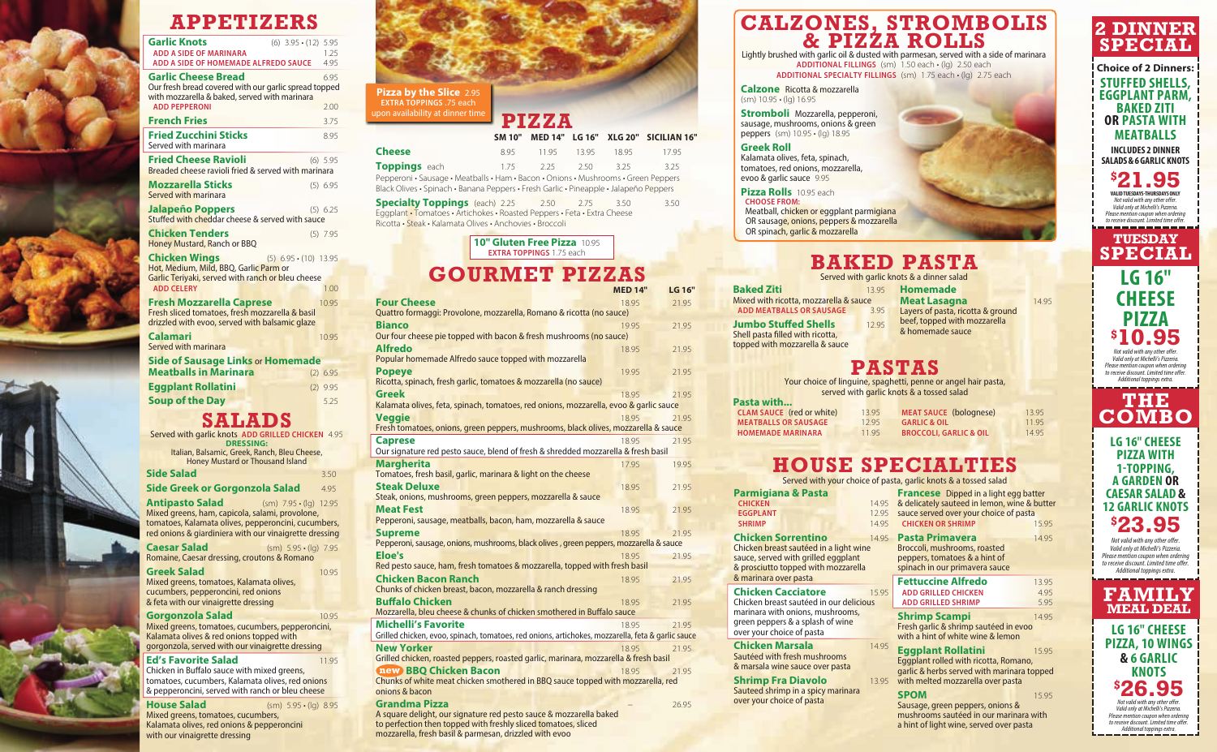# APPETIZERS

**Garlic Knots** (6) 3.95 • (12) 5.95
ADD A SIDE OF MARINARA 1.25
ADD A SIDE OF HOMEMADE ALFREDO SAUCE 4.95

**Garlic Cheese Bread** 6.95
Our fresh bread covered with our garlic spread topped with mozzarella & baked, served with marinara
ADD PEPPERONI 2.00

**French Fries** 3.75

**Fried Zucchini Sticks** 8.95
Served with marinara

**Fried Cheese Ravioli** (6) 5.95
Breaded cheese ravioli fried & served with marinara

**Mozzarella Sticks** (5) 6.95
Served with marinara

**Jalapeño Poppers** (5) 6.25
Stuffed with cheddar cheese & served with sauce

**Chicken Tenders** (5) 7.95
Honey Mustard, Ranch or BBQ

**Chicken Wings** (5) 6.95 • (10) 13.95
Hot, Medium, Mild, BBQ, Garlic Parm or Garlic Teriyaki, served with ranch or bleu cheese
ADD CELERY 1.00

**Fresh Mozzarella Caprese** 10.95
Fresh sliced tomatoes, fresh mozzarella & basil drizzled with evoo, served with balsamic glaze

**Calamari** 10.95
Served with marinara

**Side of Sausage Links** or **Homemade Meatballs in Marinara** (2) 6.95

**Eggplant Rollatini** (2) 9.95

**Soup of the Day** 5.25

# SALADS

Served with garlic knots ADD GRILLED CHICKEN 4.95
DRESSING:
Italian, Balsamic, Greek, Ranch, Bleu Cheese, Honey Mustard or Thousand Island

**Side Salad** 3.50

**Side Greek or Gorgonzola Salad** 4.95

**Antipasto Salad** (sm) 7.95 • (lg) 12.95
Mixed greens, ham, capicola, salami, provolone, tomatoes, Kalamata olives, pepperoncini, cucumbers, red onions & giardiniera with our vinaigrette dressing

**Caesar Salad** (sm) 5.95 • (lg) 7.95
Romaine, Caesar dressing, croutons & Romano

**Greek Salad** 10.95
Mixed greens, tomatoes, Kalamata olives, cucumbers, pepperoncini, red onions & feta with our vinaigrette dressing

**Gorgonzola Salad** 10.95
Mixed greens, tomatoes, cucumbers, pepperoncini, Kalamata olives & red onions topped with gorgonzola, served with our vinaigrette dressing

**Ed's Favorite Salad** 11.95
Chicken in Buffalo sauce with mixed greens, tomatoes, cucumbers, Kalamata olives, red onions & pepperoncini, served with ranch or bleu cheese

**House Salad** (sm) 5.95 • (lg) 8.95
Mixed greens, tomatoes, cucumbers, Kalamata olives, red onions & pepperoncini with our vinaigrette dressing

**Pizza by the Slice** 2.95
EXTRA TOPPINGS .75 each
upon availability at dinner time

# PIZZA

| | SM 10" | MED 14" | LG 16" | XLG 20" | SICILIAN 16" |
|---|---|---|---|---|---|
| **Cheese** | 8.95 | 11.95 | 13.95 | 18.95 | 17.95 |
| **Toppings** each | 1.75 | 2.25 | 2.50 | 3.25 | 3.25 |
| **Specialty Toppings** (each) | 2.25 | 2.50 | 2.75 | 3.50 | 3.50 |

Toppings: Pepperoni • Sausage • Meatballs • Ham • Bacon • Onions • Mushrooms • Green Peppers Black Olives • Spinach • Banana Peppers • Fresh Garlic • Pineapple • Jalapeño Peppers

Specialty Toppings: Eggplant • Tomatoes • Artichokes • Roasted Peppers • Feta • Extra Cheese Ricotta • Steak • Kalamata Olives • Anchovies • Broccoli

**10" Gluten Free Pizza** 10.95
EXTRA TOPPINGS 1.75 each

# GOURMET PIZZAS

| | MED 14" | LG 16" |
|---|---|---|
| **Four Cheese** – Quattro formaggi: Provolone, mozzarella, Romano & ricotta (no sauce) | 18.95 | 21.95 |
| **Bianco** – Our four cheese pie topped with bacon & fresh mushrooms (no sauce) | 19.95 | 21.95 |
| **Alfredo** – Popular homemade Alfredo sauce topped with mozzarella | 18.95 | 21.95 |
| **Popeye** – Ricotta, spinach, fresh garlic, tomatoes & mozzarella (no sauce) | 19.95 | 21.95 |
| **Greek** – Kalamata olives, feta, spinach, tomatoes, red onions, mozzarella, evoo & garlic sauce | 18.95 | 21.95 |
| **Veggie** – Fresh tomatoes, onions, green peppers, mushrooms, black olives, mozzarella & sauce | 18.95 | 21.95 |
| **Caprese** – Our signature red pesto sauce, blend of fresh & shredded mozzarella & fresh basil | 18.95 | 21.95 |
| **Margherita** – Tomatoes, fresh basil, garlic, marinara & light on the cheese | 17.95 | 19.95 |
| **Steak Deluxe** – Steak, onions, mushrooms, green peppers, mozzarella & sauce | 18.95 | 21.95 |
| **Meat Fest** – Pepperoni, sausage, meatballs, bacon, ham, mozzarella & sauce | 18.95 | 21.95 |
| **Supreme** – Pepperoni, sausage, onions, mushrooms, black olives, green peppers, mozzarella & sauce | 18.95 | 21.95 |
| **Eloe's** – Red pesto sauce, ham, fresh tomatoes & mozzarella, topped with fresh basil | 18.95 | 21.95 |
| **Chicken Bacon Ranch** – Chunks of chicken breast, bacon, mozzarella & ranch dressing | 18.95 | 21.95 |
| **Buffalo Chicken** – Mozzarella, bleu cheese & chunks of chicken smothered in Buffalo sauce | 18.95 | 21.95 |
| **Michelli's Favorite** – Grilled chicken, evoo, spinach, tomatoes, red onions, artichokes, mozzarella, feta & garlic sauce | 18.95 | 21.95 |
| **New Yorker** – Grilled chicken, roasted peppers, roasted garlic, marinara, mozzarella & fresh basil | 18.95 | 21.95 |
| **new BBQ Chicken Bacon** – Chunks of white meat chicken smothered in BBQ sauce topped with mozzarella, red onions & bacon | 18.95 | 21.95 |
| **Grandma Pizza** – A square delight, our signature red pesto sauce & mozzarella baked to perfection then topped with freshly sliced tomatoes, sliced mozzarella, fresh basil & parmesan, drizzled with evoo | – | 26.95 |

# CALZONES, STROMBOLIS & PIZZA ROLLS

Lightly brushed with garlic oil & dusted with parmesan, served with a side of marinara
ADDITIONAL FILLINGS (sm) 1.50 each • (lg) 2.50 each
ADDITIONAL SPECIALTY FILLINGS (sm) 1.75 each • (lg) 2.75 each

**Calzone** Ricotta & mozzarella
(sm) 10.95 • (lg) 16.95

**Stromboli** Mozzarella, pepperoni, sausage, mushrooms, onions & green peppers (sm) 10.95 • (lg) 18.95

**Greek Roll**
Kalamata olives, feta, spinach, tomatoes, red onions, mozzarella, evoo & garlic sauce 9.95

**Pizza Rolls** 10.95 each
CHOOSE FROM:
Meatball, chicken or eggplant parmigiana
OR sausage, onions, peppers & mozzarella
OR spinach, garlic & mozzarella

# BAKED PASTA

Served with garlic knots & a dinner salad

**Baked Ziti** 13.95
Mixed with ricotta, mozzarella & sauce
ADD MEATBALLS OR SAUSAGE 3.95

**Jumbo Stuffed Shells** 12.95
Shell pasta filled with ricotta, topped with mozzarella & sauce

**Homemade Meat Lasagna** 14.95
Layers of pasta, ricotta & ground beef, topped with mozzarella & homemade sauce

# PASTAS

Your choice of linguine, spaghetti, penne or angel hair pasta, served with garlic knots & a tossed salad

**Pasta with...**

| | | | |
|---|---|---|---|
| CLAM SAUCE (red or white) | 13.95 | MEAT SAUCE (bolognese) | 13.95 |
| MEATBALLS OR SAUSAGE | 12.95 | GARLIC & OIL | 11.95 |
| HOMEMADE MARINARA | 11.95 | BROCCOLI, GARLIC & OIL | 14.95 |

# HOUSE SPECIALTIES

Served with your choice of pasta, garlic knots & a tossed salad

**Parmigiana & Pasta**
CHICKEN 14.95
EGGPLANT 12.95
SHRIMP 14.95

**Chicken Sorrentino** 14.95
Chicken breast sautéed in a light wine sauce, served with grilled eggplant & prosciutto topped with mozzarella & marinara over pasta

**Chicken Cacciatore** 15.95
Chicken breast sautéed in our delicious marinara with onions, mushrooms, green peppers & a splash of wine over your choice of pasta

**Chicken Marsala** 14.95
Sautéed with fresh mushrooms & marsala wine sauce over pasta

**Shrimp Fra Diavolo** 13.95
Sauteed shrimp in a spicy marinara over your choice of pasta

**Francese** Dipped in a light egg batter & delicately sauteed in lemon, wine & butter sauce served over your choice of pasta
CHICKEN OR SHRIMP 15.95

**Pasta Primavera** 14.95
Broccoli, mushrooms, roasted peppers, tomatoes & a hint of spinach in our primavera sauce

**Fettuccine Alfredo** 13.95
ADD GRILLED CHICKEN 4.95
ADD GRILLED SHRIMP 5.95

**Shrimp Scampi** 14.95
Fresh garlic & shrimp sautéed in evoo with a hint of white wine & lemon

**Eggplant Rollatini** 15.95
Eggplant rolled with ricotta, Romano, garlic & herbs served with marinara topped with melted mozzarella over pasta

**SPOM** 15.95
Sausage, green peppers, onions & mushrooms sautéed in our marinara with a hint of light wine, served over pasta

# 2 DINNER SPECIAL

**Choice of 2 Dinners:**
STUFFED SHELLS, EGGPLANT PARM, BAKED ZITI OR PASTA WITH MEATBALLS
INCLUDES 2 DINNER SALADS & 6 GARLIC KNOTS

**$21.95**

VALID TUESDAYS-THURSDAYS ONLY
Not valid with any other offer. Valid only at Michelli's Pizzeria. Please mention coupon when ordering to receive discount. Limited time offer.

# TUESDAY SPECIAL

LG 16" CHEESE PIZZA

**$10.95**

Not valid with any other offer. Valid only at Michelli's Pizzeria. Please mention coupon when ordering to receive discount. Limited time offer. Additional toppings extra.

# THE COMBO

LG 16" CHEESE PIZZA WITH 1-TOPPING, A GARDEN OR CAESAR SALAD & 12 GARLIC KNOTS

**$23.95**

Not valid with any other offer. Valid only at Michelli's Pizzeria. Please mention coupon when ordering to receive discount. Limited time offer. Additional toppings extra.

# FAMILY MEAL DEAL

LG 16" CHEESE PIZZA, 10 WINGS & 6 GARLIC KNOTS

**$26.95**

Not valid with any other offer. Valid only at Michelli's Pizzeria. Please mention coupon when ordering to receive discount. Limited time offer. Additional toppings extra.